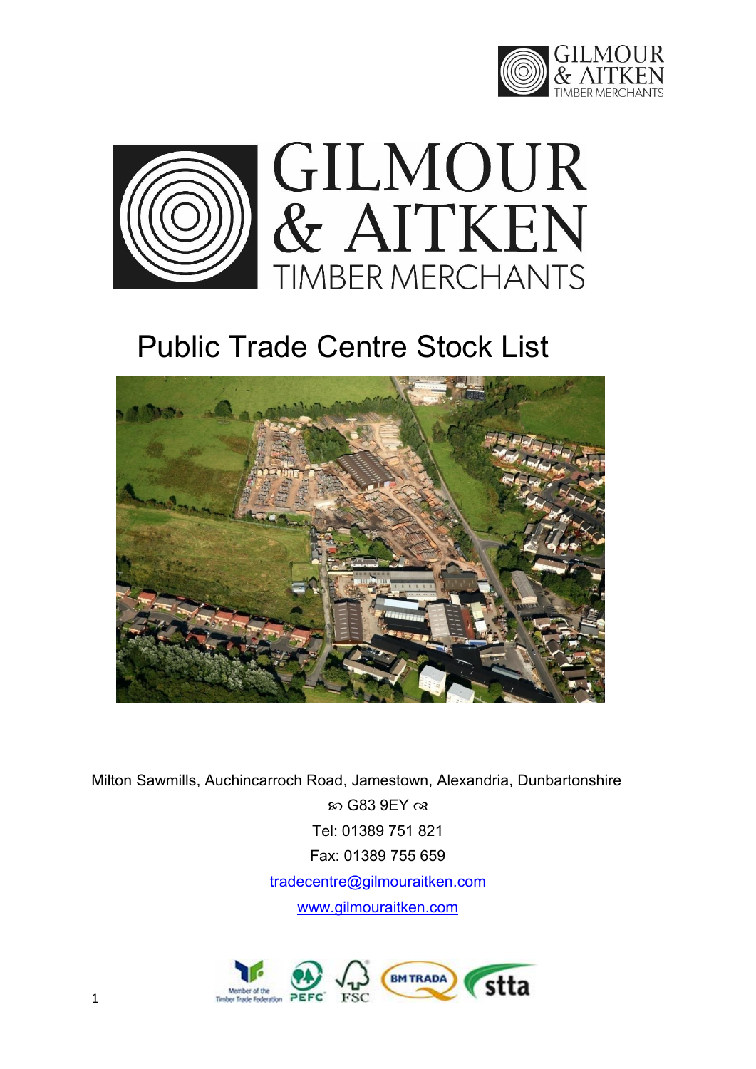# GILMOUR & AITKEN

TIMBER MERCHANTS

## Public Trade Centre Stock List

Milton Sawmills, Auchincarroch Road, Jamestown, Alexandria, Dunbartonshire

G83 9EY

Tel: 01389 751 821

Fax: 01389 755 659

tradecentre@gilmouraitken.com

www.gilmouraitken.com

Member of the Timber Trade Federation PEFC FSC BM TRADA stta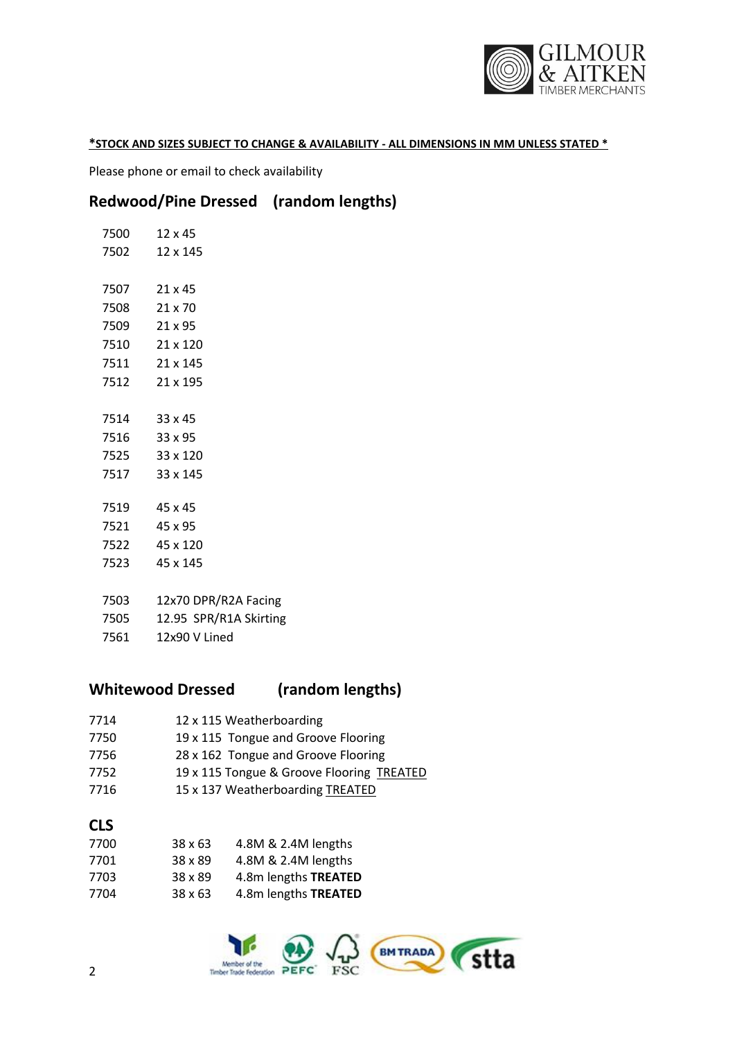***STOCK AND SIZES SUBJECT TO CHANGE & AVAILABILITY - ALL DIMENSIONS IN MM UNLESS STATED ***

Please phone or email to check availability

## Redwood/Pine Dressed (random lengths)

| | |
|---|---|
| 7500 | 12 x 45 |
| 7502 | 12 x 145 |
| | |
| 7507 | 21 x 45 |
| 7508 | 21 x 70 |
| 7509 | 21 x 95 |
| 7510 | 21 x 120 |
| 7511 | 21 x 145 |
| 7512 | 21 x 195 |
| | |
| 7514 | 33 x 45 |
| 7516 | 33 x 95 |
| 7525 | 33 x 120 |
| 7517 | 33 x 145 |
| | |
| 7519 | 45 x 45 |
| 7521 | 45 x 95 |
| 7522 | 45 x 120 |
| 7523 | 45 x 145 |
| | |
| 7503 | 12x70 DPR/R2A Facing |
| 7505 | 12.95 SPR/R1A Skirting |
| 7561 | 12x90 V Lined |

## Whitewood Dressed (random lengths)

| | |
|---|---|
| 7714 | 12 x 115 Weatherboarding |
| 7750 | 19 x 115 Tongue and Groove Flooring |
| 7756 | 28 x 162 Tongue and Groove Flooring |
| 7752 | 19 x 115 Tongue & Groove Flooring <u>TREATED</u> |
| 7716 | 15 x 137 Weatherboarding <u>TREATED</u> |

## CLS

| | | |
|---|---|---|
| 7700 | 38 x 63 | 4.8M & 2.4M lengths |
| 7701 | 38 x 89 | 4.8M & 2.4M lengths |
| 7703 | 38 x 89 | 4.8m lengths **TREATED** |
| 7704 | 38 x 63 | 4.8m lengths **TREATED** |

Member of the Timber Trade Federation PEFC FSC BM TRADA stta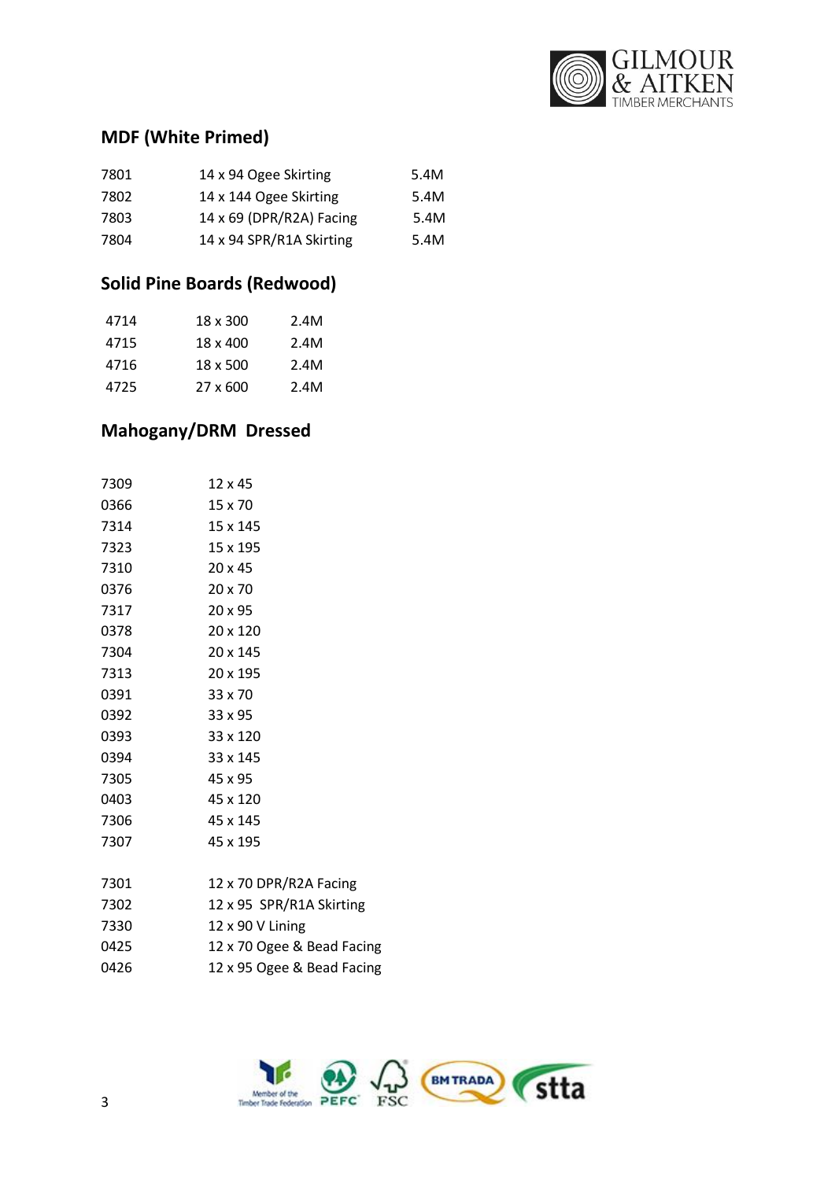## MDF (White Primed)

| | | |
|---|---|---|
| 7801 | 14 x 94 Ogee Skirting | 5.4M |
| 7802 | 14 x 144 Ogee Skirting | 5.4M |
| 7803 | 14 x 69 (DPR/R2A) Facing | 5.4M |
| 7804 | 14 x 94 SPR/R1A Skirting | 5.4M |

## Solid Pine Boards (Redwood)

| | | |
|---|---|---|
| 4714 | 18 x 300 | 2.4M |
| 4715 | 18 x 400 | 2.4M |
| 4716 | 18 x 500 | 2.4M |
| 4725 | 27 x 600 | 2.4M |

## Mahogany/DRM Dressed

| | |
|---|---|
| 7309 | 12 x 45 |
| 0366 | 15 x 70 |
| 7314 | 15 x 145 |
| 7323 | 15 x 195 |
| 7310 | 20 x 45 |
| 0376 | 20 x 70 |
| 7317 | 20 x 95 |
| 0378 | 20 x 120 |
| 7304 | 20 x 145 |
| 7313 | 20 x 195 |
| 0391 | 33 x 70 |
| 0392 | 33 x 95 |
| 0393 | 33 x 120 |
| 0394 | 33 x 145 |
| 7305 | 45 x 95 |
| 0403 | 45 x 120 |
| 7306 | 45 x 145 |
| 7307 | 45 x 195 |

| | |
|---|---|
| 7301 | 12 x 70 DPR/R2A Facing |
| 7302 | 12 x 95 SPR/R1A Skirting |
| 7330 | 12 x 90 V Lining |
| 0425 | 12 x 70 Ogee & Bead Facing |
| 0426 | 12 x 95 Ogee & Bead Facing |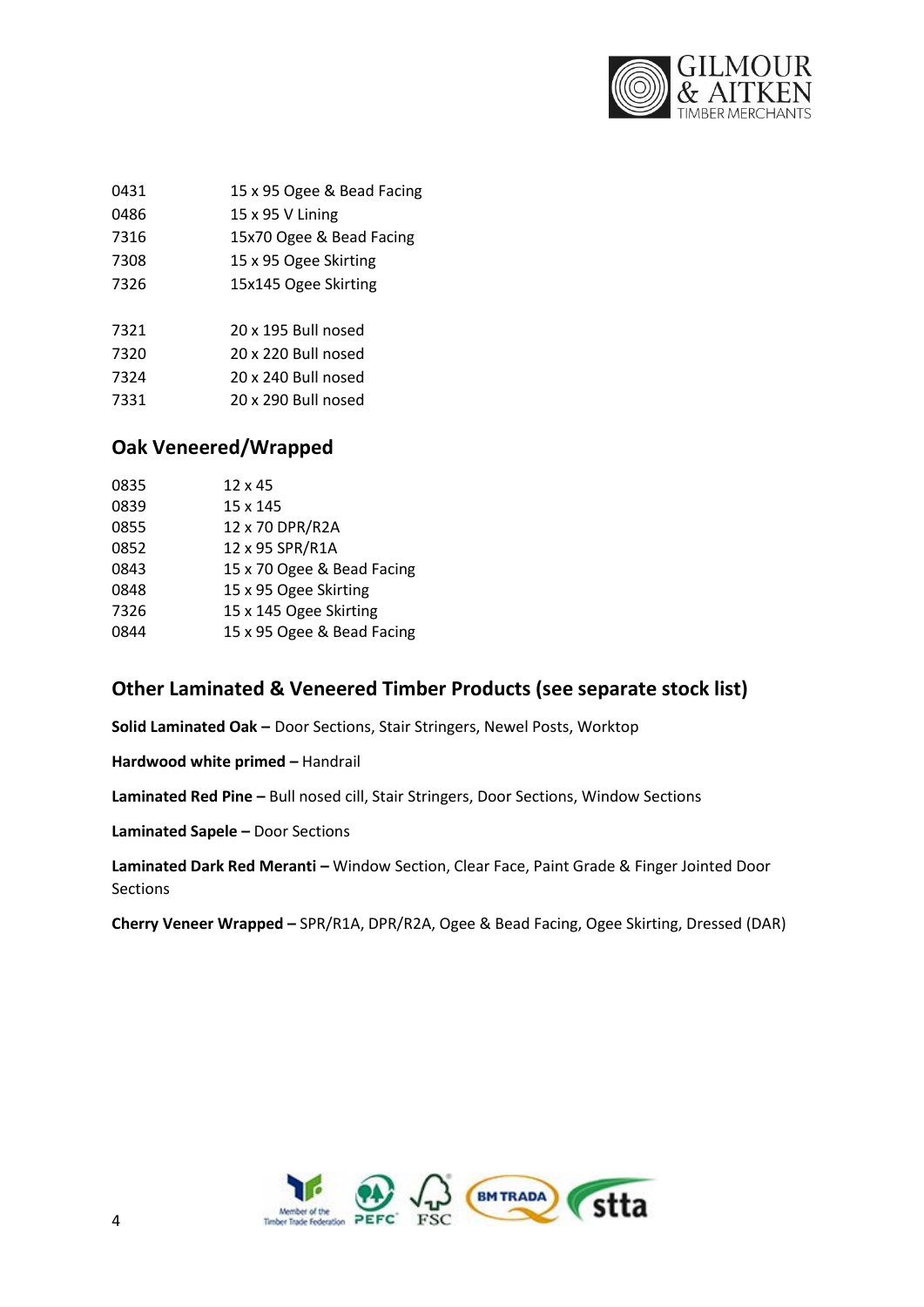| | |
|---|---|
| 0431 | 15 x 95 Ogee & Bead Facing |
| 0486 | 15 x 95 V Lining |
| 7316 | 15x70 Ogee & Bead Facing |
| 7308 | 15 x 95 Ogee Skirting |
| 7326 | 15x145 Ogee Skirting |
| | |
| 7321 | 20 x 195 Bull nosed |
| 7320 | 20 x 220 Bull nosed |
| 7324 | 20 x 240 Bull nosed |
| 7331 | 20 x 290 Bull nosed |

## Oak Veneered/Wrapped

| | |
|---|---|
| 0835 | 12 x 45 |
| 0839 | 15 x 145 |
| 0855 | 12 x 70 DPR/R2A |
| 0852 | 12 x 95 SPR/R1A |
| 0843 | 15 x 70 Ogee & Bead Facing |
| 0848 | 15 x 95 Ogee Skirting |
| 7326 | 15 x 145 Ogee Skirting |
| 0844 | 15 x 95 Ogee & Bead Facing |

## Other Laminated & Veneered Timber Products (see separate stock list)

**Solid Laminated Oak –** Door Sections, Stair Stringers, Newel Posts, Worktop

**Hardwood white primed –** Handrail

**Laminated Red Pine –** Bull nosed cill, Stair Stringers, Door Sections, Window Sections

**Laminated Sapele –** Door Sections

**Laminated Dark Red Meranti –** Window Section, Clear Face, Paint Grade & Finger Jointed Door Sections

**Cherry Veneer Wrapped –** SPR/R1A, DPR/R2A, Ogee & Bead Facing, Ogee Skirting, Dressed (DAR)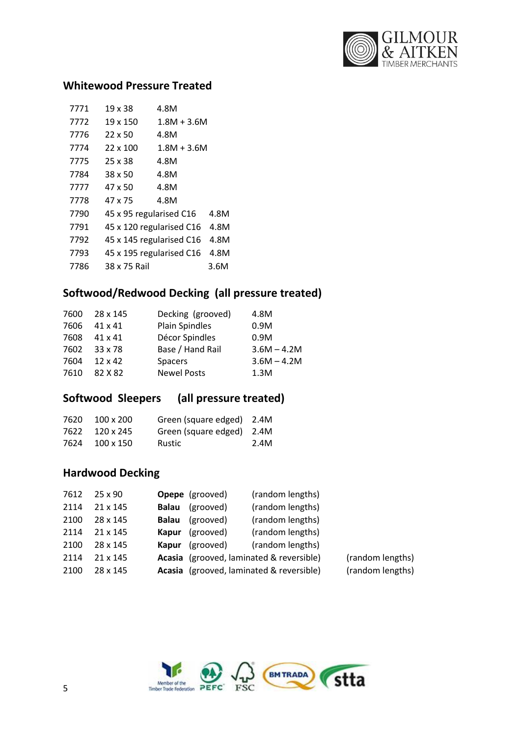## Whitewood Pressure Treated

| | | |
|---|---|---|
| 7771 | 19 x 38 | 4.8M |
| 7772 | 19 x 150 | 1.8M + 3.6M |
| 7776 | 22 x 50 | 4.8M |
| 7774 | 22 x 100 | 1.8M + 3.6M |
| 7775 | 25 x 38 | 4.8M |
| 7784 | 38 x 50 | 4.8M |
| 7777 | 47 x 50 | 4.8M |
| 7778 | 47 x 75 | 4.8M |
| 7790 | 45 x 95 regularised C16 | 4.8M |
| 7791 | 45 x 120 regularised C16 | 4.8M |
| 7792 | 45 x 145 regularised C16 | 4.8M |
| 7793 | 45 x 195 regularised C16 | 4.8M |
| 7786 | 38 x 75 Rail | 3.6M |

## Softwood/Redwood Decking (all pressure treated)

| | | | |
|---|---|---|---|
| 7600 | 28 x 145 | Decking (grooved) | 4.8M |
| 7606 | 41 x 41 | Plain Spindles | 0.9M |
| 7608 | 41 x 41 | Décor Spindles | 0.9M |
| 7602 | 33 x 78 | Base / Hand Rail | 3.6M – 4.2M |
| 7604 | 12 x 42 | Spacers | 3.6M – 4.2M |
| 7610 | 82 X 82 | Newel Posts | 1.3M |

## Softwood Sleepers (all pressure treated)

| | | | |
|---|---|---|---|
| 7620 | 100 x 200 | Green (square edged) | 2.4M |
| 7622 | 120 x 245 | Green (square edged) | 2.4M |
| 7624 | 100 x 150 | Rustic | 2.4M |

## Hardwood Decking

| | | | | |
|---|---|---|---|---|
| 7612 | 25 x 90 | **Opepe** (grooved) | (random lengths) | |
| 2114 | 21 x 145 | **Balau** (grooved) | (random lengths) | |
| 2100 | 28 x 145 | **Balau** (grooved) | (random lengths) | |
| 2114 | 21 x 145 | **Kapur** (grooved) | (random lengths) | |
| 2100 | 28 x 145 | **Kapur** (grooved) | (random lengths) | |
| 2114 | 21 x 145 | **Acasia** (grooved, laminated & reversible) | | (random lengths) |
| 2100 | 28 x 145 | **Acasia** (grooved, laminated & reversible) | | (random lengths) |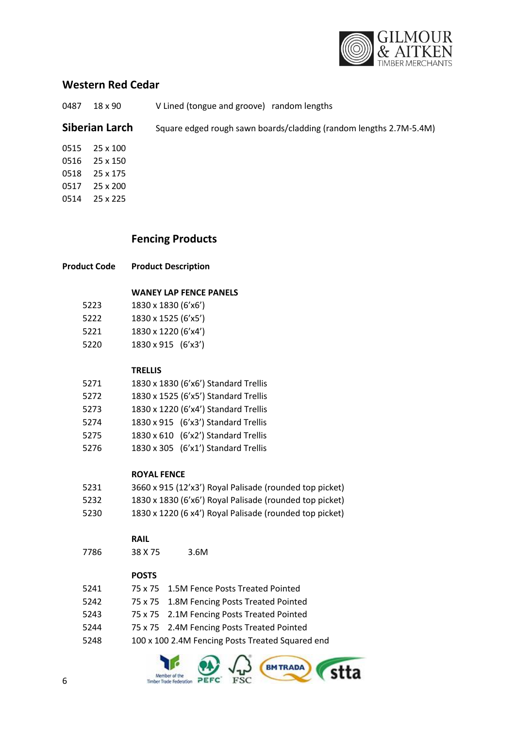## Western Red Cedar

0487 18 x 90 V Lined (tongue and groove) random lengths

## Siberian Larch

Square edged rough sawn boards/cladding (random lengths 2.7M-5.4M)

0515 25 x 100
0516 25 x 150
0518 25 x 175
0517 25 x 200
0514 25 x 225

## Fencing Products

| Product Code | Product Description |
|---|---|
| | **WANEY LAP FENCE PANELS** |
| 5223 | 1830 x 1830 (6'x6') |
| 5222 | 1830 x 1525 (6'x5') |
| 5221 | 1830 x 1220 (6'x4') |
| 5220 | 1830 x 915 (6'x3') |
| | **TRELLIS** |
| 5271 | 1830 x 1830 (6'x6') Standard Trellis |
| 5272 | 1830 x 1525 (6'x5') Standard Trellis |
| 5273 | 1830 x 1220 (6'x4') Standard Trellis |
| 5274 | 1830 x 915 (6'x3') Standard Trellis |
| 5275 | 1830 x 610 (6'x2') Standard Trellis |
| 5276 | 1830 x 305 (6'x1') Standard Trellis |
| | **ROYAL FENCE** |
| 5231 | 3660 x 915 (12'x3') Royal Palisade (rounded top picket) |
| 5232 | 1830 x 1830 (6'x6') Royal Palisade (rounded top picket) |
| 5230 | 1830 x 1220 (6 x4') Royal Palisade (rounded top picket) |
| | **RAIL** |
| 7786 | 38 X 75 3.6M |
| | **POSTS** |
| 5241 | 75 x 75 1.5M Fence Posts Treated Pointed |
| 5242 | 75 x 75 1.8M Fencing Posts Treated Pointed |
| 5243 | 75 x 75 2.1M Fencing Posts Treated Pointed |
| 5244 | 75 x 75 2.4M Fencing Posts Treated Pointed |
| 5248 | 100 x 100 2.4M Fencing Posts Treated Squared end |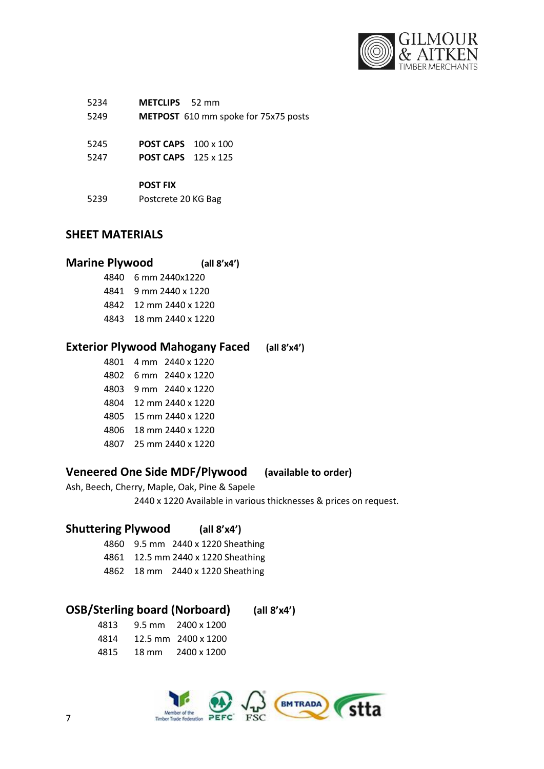5234 **METCLIPS** 52 mm
5249 **METPOST** 610 mm spoke for 75x75 posts

5245 **POST CAPS** 100 x 100
5247 **POST CAPS** 125 x 125

**POST FIX**
5239 Postcrete 20 KG Bag

## SHEET MATERIALS

### Marine Plywood (all 8'x4')

| | |
|---|---|
| 4840 | 6 mm 2440x1220 |
| 4841 | 9 mm 2440 x 1220 |
| 4842 | 12 mm 2440 x 1220 |
| 4843 | 18 mm 2440 x 1220 |

### Exterior Plywood Mahogany Faced (all 8'x4')

| | |
|---|---|
| 4801 | 4 mm 2440 x 1220 |
| 4802 | 6 mm 2440 x 1220 |
| 4803 | 9 mm 2440 x 1220 |
| 4804 | 12 mm 2440 x 1220 |
| 4805 | 15 mm 2440 x 1220 |
| 4806 | 18 mm 2440 x 1220 |
| 4807 | 25 mm 2440 x 1220 |

### Veneered One Side MDF/Plywood (available to order)

Ash, Beech, Cherry, Maple, Oak, Pine & Sapele
2440 x 1220 Available in various thicknesses & prices on request.

### Shuttering Plywood (all 8'x4')

| | |
|---|---|
| 4860 | 9.5 mm 2440 x 1220 Sheathing |
| 4861 | 12.5 mm 2440 x 1220 Sheathing |
| 4862 | 18 mm 2440 x 1220 Sheathing |

### OSB/Sterling board (Norboard) (all 8'x4')

| | | |
|---|---|---|
| 4813 | 9.5 mm | 2400 x 1200 |
| 4814 | 12.5 mm | 2400 x 1200 |
| 4815 | 18 mm | 2400 x 1200 |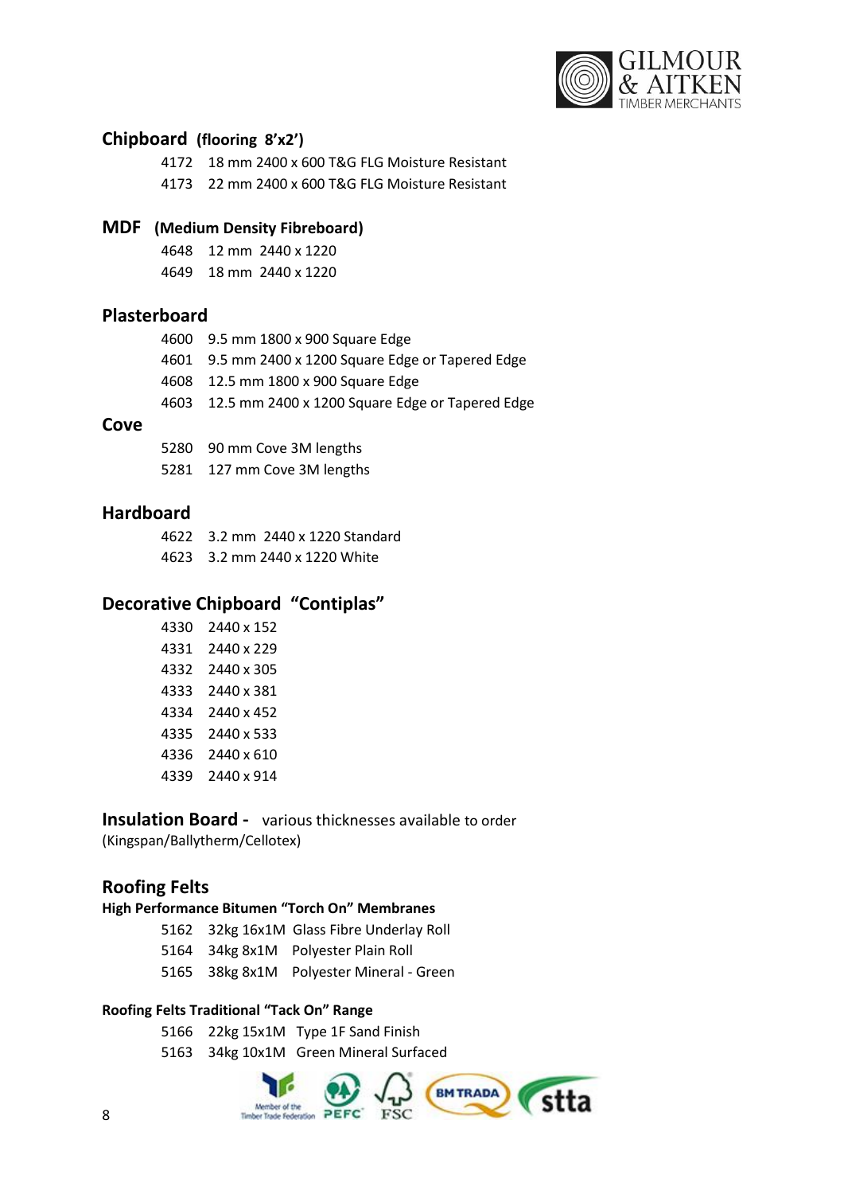## Chipboard (flooring 8'x2')

- 4172 18 mm 2400 x 600 T&G FLG Moisture Resistant
- 4173 22 mm 2400 x 600 T&G FLG Moisture Resistant

## MDF (Medium Density Fibreboard)

- 4648 12 mm 2440 x 1220
- 4649 18 mm 2440 x 1220

## Plasterboard

- 4600 9.5 mm 1800 x 900 Square Edge
- 4601 9.5 mm 2400 x 1200 Square Edge or Tapered Edge
- 4608 12.5 mm 1800 x 900 Square Edge
- 4603 12.5 mm 2400 x 1200 Square Edge or Tapered Edge

## Cove

- 5280 90 mm Cove 3M lengths
- 5281 127 mm Cove 3M lengths

## Hardboard

- 4622 3.2 mm 2440 x 1220 Standard
- 4623 3.2 mm 2440 x 1220 White

## Decorative Chipboard "Contiplas"

- 4330 2440 x 152
- 4331 2440 x 229
- 4332 2440 x 305
- 4333 2440 x 381
- 4334 2440 x 452
- 4335 2440 x 533
- 4336 2440 x 610
- 4339 2440 x 914

## Insulation Board - various thicknesses available to order

(Kingspan/Ballytherm/Cellotex)

## Roofing Felts

### High Performance Bitumen "Torch On" Membranes

- 5162 32kg 16x1M Glass Fibre Underlay Roll
- 5164 34kg 8x1M Polyester Plain Roll
- 5165 38kg 8x1M Polyester Mineral - Green

### Roofing Felts Traditional "Tack On" Range

- 5166 22kg 15x1M Type 1F Sand Finish
- 5163 34kg 10x1M Green Mineral Surfaced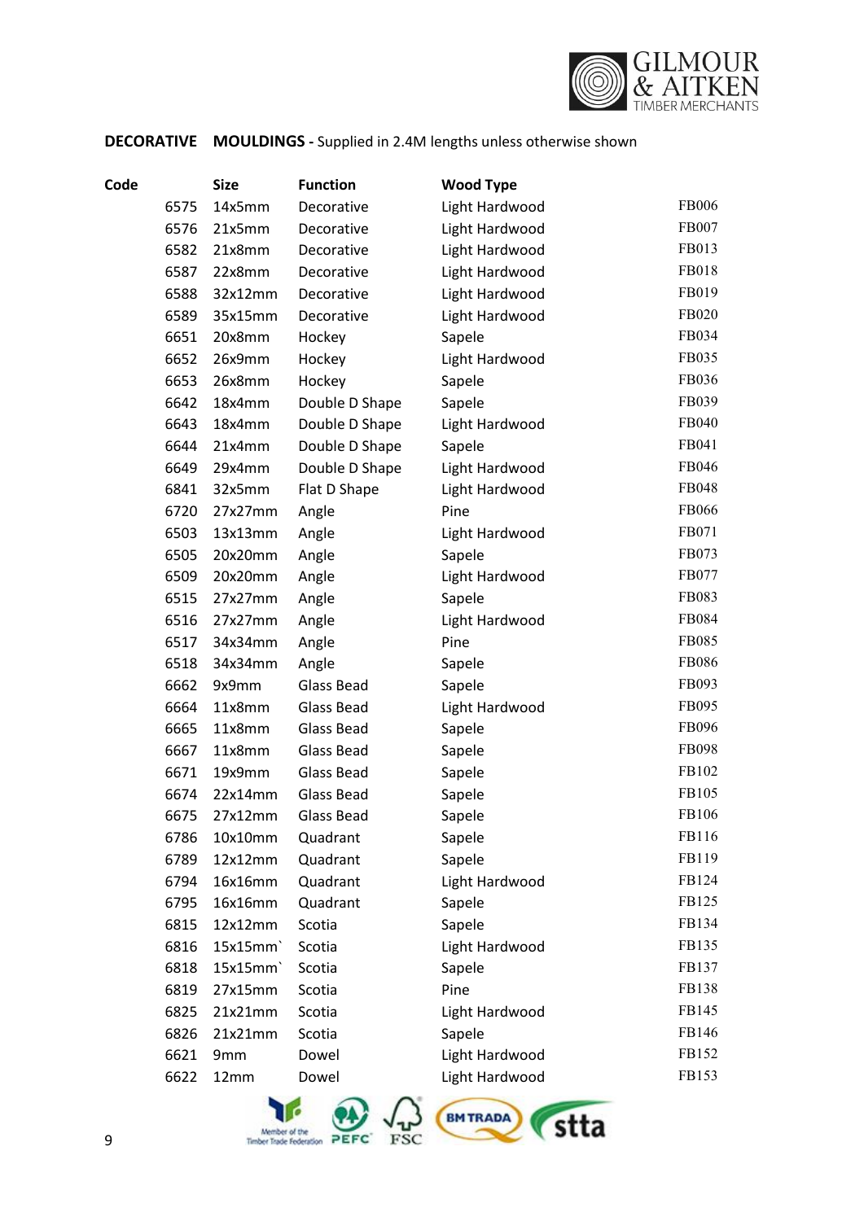GILMOUR & AITKEN
TIMBER MERCHANTS

**DECORATIVE MOULDINGS -** Supplied in 2.4M lengths unless otherwise shown

| Code | Size | Function | Wood Type | |
|---|---|---|---|---|
| 6575 | 14x5mm | Decorative | Light Hardwood | FB006 |
| 6576 | 21x5mm | Decorative | Light Hardwood | FB007 |
| 6582 | 21x8mm | Decorative | Light Hardwood | FB013 |
| 6587 | 22x8mm | Decorative | Light Hardwood | FB018 |
| 6588 | 32x12mm | Decorative | Light Hardwood | FB019 |
| 6589 | 35x15mm | Decorative | Light Hardwood | FB020 |
| 6651 | 20x8mm | Hockey | Sapele | FB034 |
| 6652 | 26x9mm | Hockey | Light Hardwood | FB035 |
| 6653 | 26x8mm | Hockey | Sapele | FB036 |
| 6642 | 18x4mm | Double D Shape | Sapele | FB039 |
| 6643 | 18x4mm | Double D Shape | Light Hardwood | FB040 |
| 6644 | 21x4mm | Double D Shape | Sapele | FB041 |
| 6649 | 29x4mm | Double D Shape | Light Hardwood | FB046 |
| 6841 | 32x5mm | Flat D Shape | Light Hardwood | FB048 |
| 6720 | 27x27mm | Angle | Pine | FB066 |
| 6503 | 13x13mm | Angle | Light Hardwood | FB071 |
| 6505 | 20x20mm | Angle | Sapele | FB073 |
| 6509 | 20x20mm | Angle | Light Hardwood | FB077 |
| 6515 | 27x27mm | Angle | Sapele | FB083 |
| 6516 | 27x27mm | Angle | Light Hardwood | FB084 |
| 6517 | 34x34mm | Angle | Pine | FB085 |
| 6518 | 34x34mm | Angle | Sapele | FB086 |
| 6662 | 9x9mm | Glass Bead | Sapele | FB093 |
| 6664 | 11x8mm | Glass Bead | Light Hardwood | FB095 |
| 6665 | 11x8mm | Glass Bead | Sapele | FB096 |
| 6667 | 11x8mm | Glass Bead | Sapele | FB098 |
| 6671 | 19x9mm | Glass Bead | Sapele | FB102 |
| 6674 | 22x14mm | Glass Bead | Sapele | FB105 |
| 6675 | 27x12mm | Glass Bead | Sapele | FB106 |
| 6786 | 10x10mm | Quadrant | Sapele | FB116 |
| 6789 | 12x12mm | Quadrant | Sapele | FB119 |
| 6794 | 16x16mm | Quadrant | Light Hardwood | FB124 |
| 6795 | 16x16mm | Quadrant | Sapele | FB125 |
| 6815 | 12x12mm | Scotia | Sapele | FB134 |
| 6816 | 15x15mm` | Scotia | Light Hardwood | FB135 |
| 6818 | 15x15mm` | Scotia | Sapele | FB137 |
| 6819 | 27x15mm | Scotia | Pine | FB138 |
| 6825 | 21x21mm | Scotia | Light Hardwood | FB145 |
| 6826 | 21x21mm | Scotia | Sapele | FB146 |
| 6621 | 9mm | Dowel | Light Hardwood | FB152 |
| 6622 | 12mm | Dowel | Light Hardwood | FB153 |

Member of the Timber Trade Federation · PEFC · FSC · BM TRADA · stta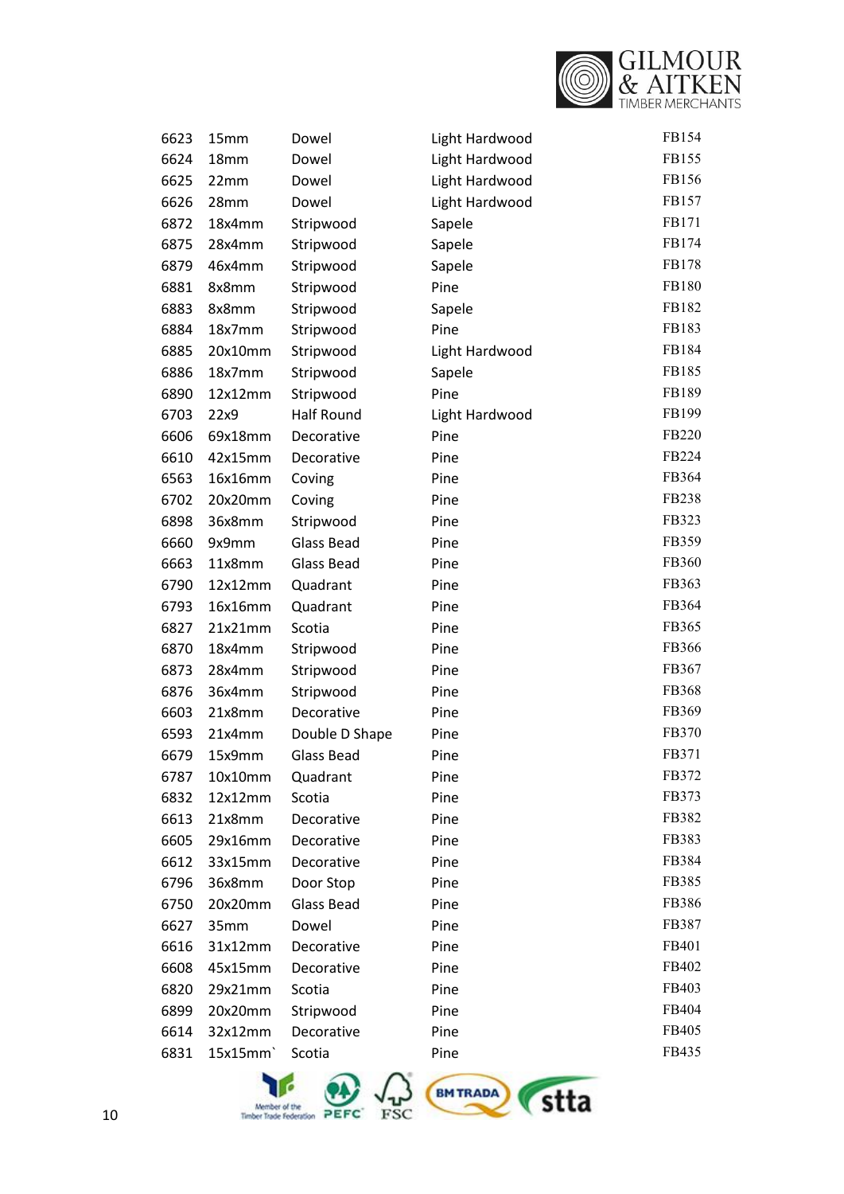| | | | | |
|---|---|---|---|---|
| 6623 | 15mm | Dowel | Light Hardwood | FB154 |
| 6624 | 18mm | Dowel | Light Hardwood | FB155 |
| 6625 | 22mm | Dowel | Light Hardwood | FB156 |
| 6626 | 28mm | Dowel | Light Hardwood | FB157 |
| 6872 | 18x4mm | Stripwood | Sapele | FB171 |
| 6875 | 28x4mm | Stripwood | Sapele | FB174 |
| 6879 | 46x4mm | Stripwood | Sapele | FB178 |
| 6881 | 8x8mm | Stripwood | Pine | FB180 |
| 6883 | 8x8mm | Stripwood | Sapele | FB182 |
| 6884 | 18x7mm | Stripwood | Pine | FB183 |
| 6885 | 20x10mm | Stripwood | Light Hardwood | FB184 |
| 6886 | 18x7mm | Stripwood | Sapele | FB185 |
| 6890 | 12x12mm | Stripwood | Pine | FB189 |
| 6703 | 22x9 | Half Round | Light Hardwood | FB199 |
| 6606 | 69x18mm | Decorative | Pine | FB220 |
| 6610 | 42x15mm | Decorative | Pine | FB224 |
| 6563 | 16x16mm | Coving | Pine | FB364 |
| 6702 | 20x20mm | Coving | Pine | FB238 |
| 6898 | 36x8mm | Stripwood | Pine | FB323 |
| 6660 | 9x9mm | Glass Bead | Pine | FB359 |
| 6663 | 11x8mm | Glass Bead | Pine | FB360 |
| 6790 | 12x12mm | Quadrant | Pine | FB363 |
| 6793 | 16x16mm | Quadrant | Pine | FB364 |
| 6827 | 21x21mm | Scotia | Pine | FB365 |
| 6870 | 18x4mm | Stripwood | Pine | FB366 |
| 6873 | 28x4mm | Stripwood | Pine | FB367 |
| 6876 | 36x4mm | Stripwood | Pine | FB368 |
| 6603 | 21x8mm | Decorative | Pine | FB369 |
| 6593 | 21x4mm | Double D Shape | Pine | FB370 |
| 6679 | 15x9mm | Glass Bead | Pine | FB371 |
| 6787 | 10x10mm | Quadrant | Pine | FB372 |
| 6832 | 12x12mm | Scotia | Pine | FB373 |
| 6613 | 21x8mm | Decorative | Pine | FB382 |
| 6605 | 29x16mm | Decorative | Pine | FB383 |
| 6612 | 33x15mm | Decorative | Pine | FB384 |
| 6796 | 36x8mm | Door Stop | Pine | FB385 |
| 6750 | 20x20mm | Glass Bead | Pine | FB386 |
| 6627 | 35mm | Dowel | Pine | FB387 |
| 6616 | 31x12mm | Decorative | Pine | FB401 |
| 6608 | 45x15mm | Decorative | Pine | FB402 |
| 6820 | 29x21mm | Scotia | Pine | FB403 |
| 6899 | 20x20mm | Stripwood | Pine | FB404 |
| 6614 | 32x12mm | Decorative | Pine | FB405 |
| 6831 | 15x15mm` | Scotia | Pine | FB435 |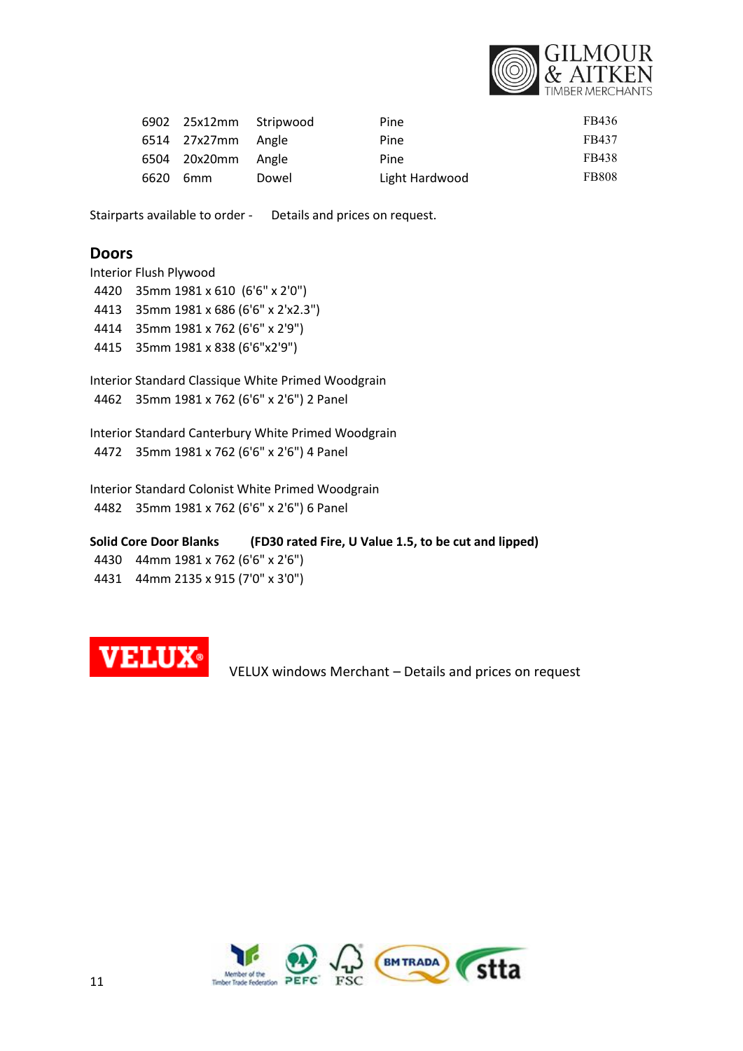| | | | | |
|---|---|---|---|---|
| 6902 | 25x12mm | Stripwood | Pine | FB436 |
| 6514 | 27x27mm | Angle | Pine | FB437 |
| 6504 | 20x20mm | Angle | Pine | FB438 |
| 6620 | 6mm | Dowel | Light Hardwood | FB808 |

Stairparts available to order - Details and prices on request.

## Doors

Interior Flush Plywood

4420 35mm 1981 x 610 (6'6" x 2'0")
4413 35mm 1981 x 686 (6'6" x 2'x2.3")
4414 35mm 1981 x 762 (6'6" x 2'9")
4415 35mm 1981 x 838 (6'6"x2'9")

Interior Standard Classique White Primed Woodgrain
4462 35mm 1981 x 762 (6'6" x 2'6") 2 Panel

Interior Standard Canterbury White Primed Woodgrain
4472 35mm 1981 x 762 (6'6" x 2'6") 4 Panel

Interior Standard Colonist White Primed Woodgrain
4482 35mm 1981 x 762 (6'6" x 2'6") 6 Panel

**Solid Core Door Blanks (FD30 rated Fire, U Value 1.5, to be cut and lipped)**
4430 44mm 1981 x 762 (6'6" x 2'6")
4431 44mm 2135 x 915 (7'0" x 3'0")

VELUX windows Merchant – Details and prices on request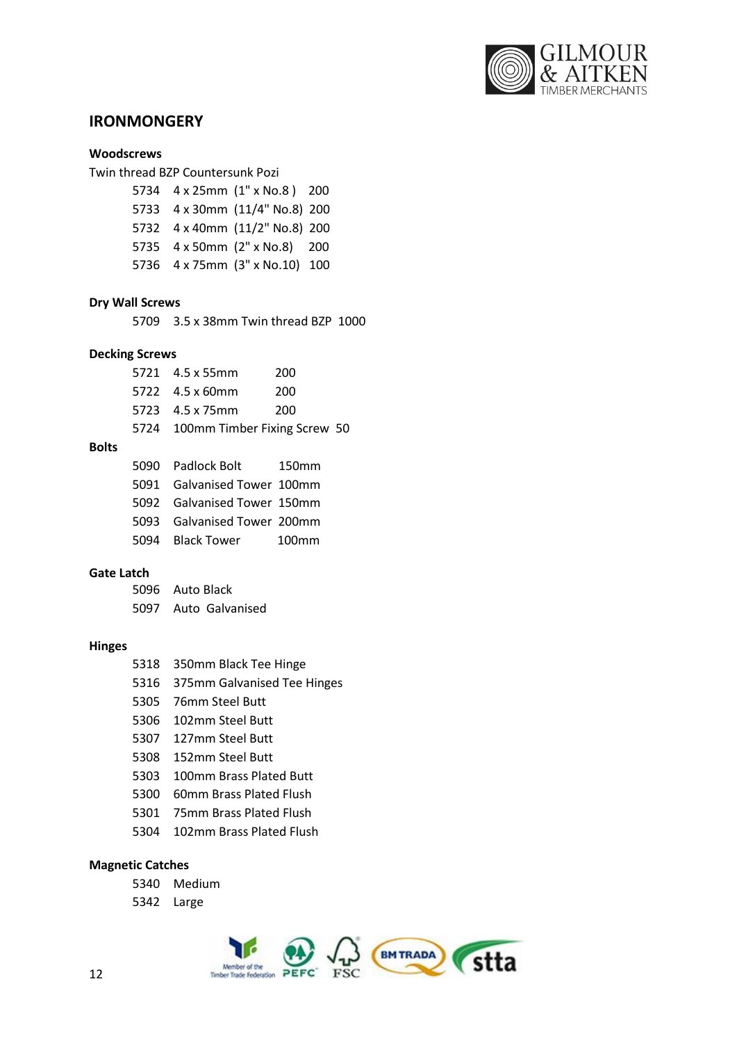# IRONMONGERY

## Woodscrews

Twin thread BZP Countersunk Pozi

| | | | |
|---|---|---|---|
| 5734 | 4 x 25mm | (1" x No.8 ) | 200 |
| 5733 | 4 x 30mm | (11/4" No.8) | 200 |
| 5732 | 4 x 40mm | (11/2" No.8) | 200 |
| 5735 | 4 x 50mm | (2" x No.8) | 200 |
| 5736 | 4 x 75mm | (3" x No.10) | 100 |

## Dry Wall Screws

| | | |
|---|---|---|
| 5709 | 3.5 x 38mm Twin thread BZP | 1000 |

## Decking Screws

| | | |
|---|---|---|
| 5721 | 4.5 x 55mm | 200 |
| 5722 | 4.5 x 60mm | 200 |
| 5723 | 4.5 x 75mm | 200 |
| 5724 | 100mm Timber Fixing Screw | 50 |

## Bolts

| | | |
|---|---|---|
| 5090 | Padlock Bolt | 150mm |
| 5091 | Galvanised Tower | 100mm |
| 5092 | Galvanised Tower | 150mm |
| 5093 | Galvanised Tower | 200mm |
| 5094 | Black Tower | 100mm |

## Gate Latch

| | |
|---|---|
| 5096 | Auto Black |
| 5097 | Auto Galvanised |

## Hinges

| | |
|---|---|
| 5318 | 350mm Black Tee Hinge |
| 5316 | 375mm Galvanised Tee Hinges |
| 5305 | 76mm Steel Butt |
| 5306 | 102mm Steel Butt |
| 5307 | 127mm Steel Butt |
| 5308 | 152mm Steel Butt |
| 5303 | 100mm Brass Plated Butt |
| 5300 | 60mm Brass Plated Flush |
| 5301 | 75mm Brass Plated Flush |
| 5304 | 102mm Brass Plated Flush |

## Magnetic Catches

| | |
|---|---|
| 5340 | Medium |
| 5342 | Large |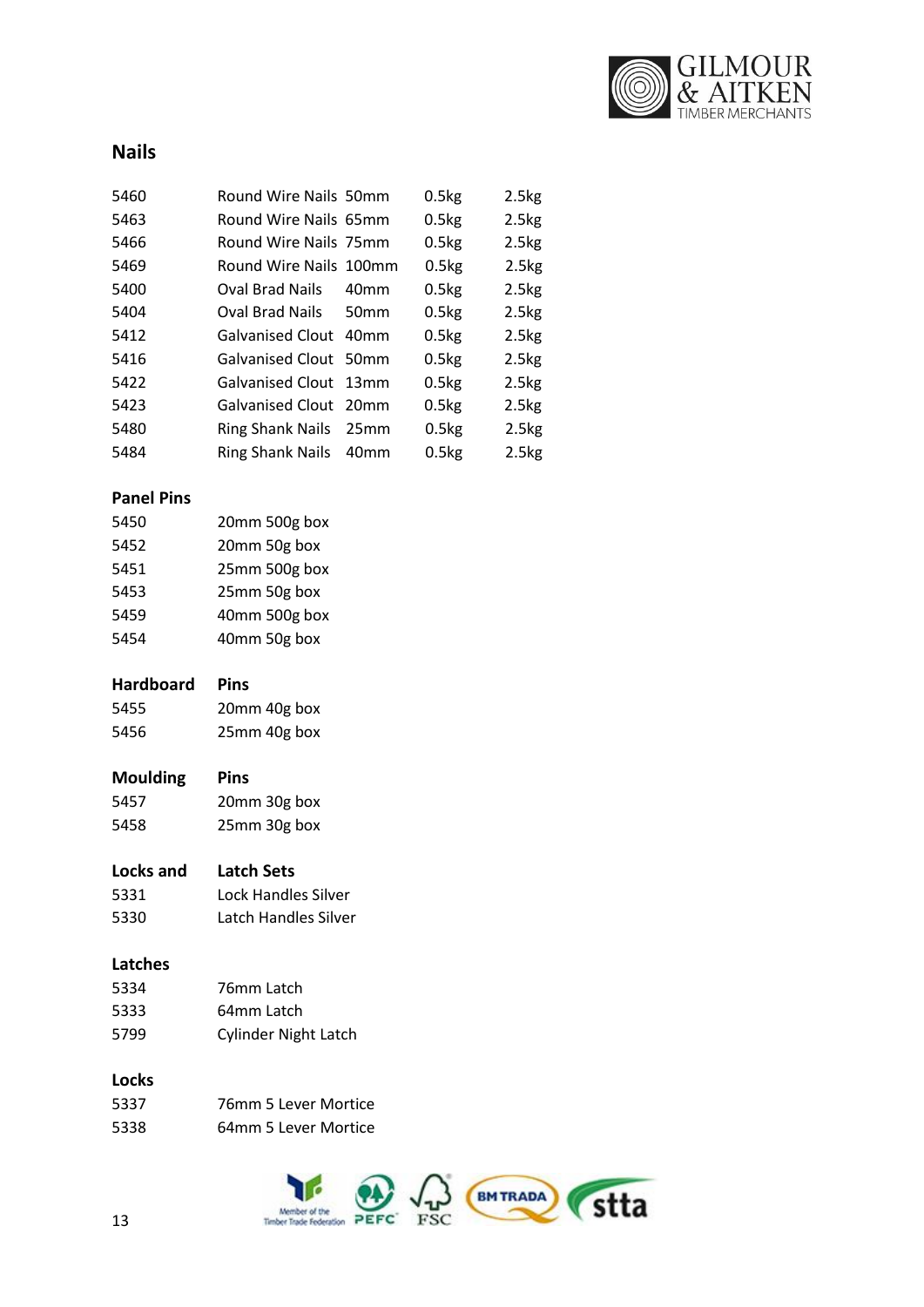## Nails

| | | | | |
|---|---|---|---|---|
| 5460 | Round Wire Nails | 50mm | 0.5kg | 2.5kg |
| 5463 | Round Wire Nails | 65mm | 0.5kg | 2.5kg |
| 5466 | Round Wire Nails | 75mm | 0.5kg | 2.5kg |
| 5469 | Round Wire Nails | 100mm | 0.5kg | 2.5kg |
| 5400 | Oval Brad Nails | 40mm | 0.5kg | 2.5kg |
| 5404 | Oval Brad Nails | 50mm | 0.5kg | 2.5kg |
| 5412 | Galvanised Clout | 40mm | 0.5kg | 2.5kg |
| 5416 | Galvanised Clout | 50mm | 0.5kg | 2.5kg |
| 5422 | Galvanised Clout | 13mm | 0.5kg | 2.5kg |
| 5423 | Galvanised Clout | 20mm | 0.5kg | 2.5kg |
| 5480 | Ring Shank Nails | 25mm | 0.5kg | 2.5kg |
| 5484 | Ring Shank Nails | 40mm | 0.5kg | 2.5kg |

### Panel Pins

| | |
|---|---|
| 5450 | 20mm 500g box |
| 5452 | 20mm 50g box |
| 5451 | 25mm 500g box |
| 5453 | 25mm 50g box |
| 5459 | 40mm 500g box |
| 5454 | 40mm 50g box |

### Hardboard Pins

| | |
|---|---|
| 5455 | 20mm 40g box |
| 5456 | 25mm 40g box |

### Moulding Pins

| | |
|---|---|
| 5457 | 20mm 30g box |
| 5458 | 25mm 30g box |

### Locks and Latch Sets

| | |
|---|---|
| 5331 | Lock Handles Silver |
| 5330 | Latch Handles Silver |

### Latches

| | |
|---|---|
| 5334 | 76mm Latch |
| 5333 | 64mm Latch |
| 5799 | Cylinder Night Latch |

### Locks

| | |
|---|---|
| 5337 | 76mm 5 Lever Mortice |
| 5338 | 64mm 5 Lever Mortice |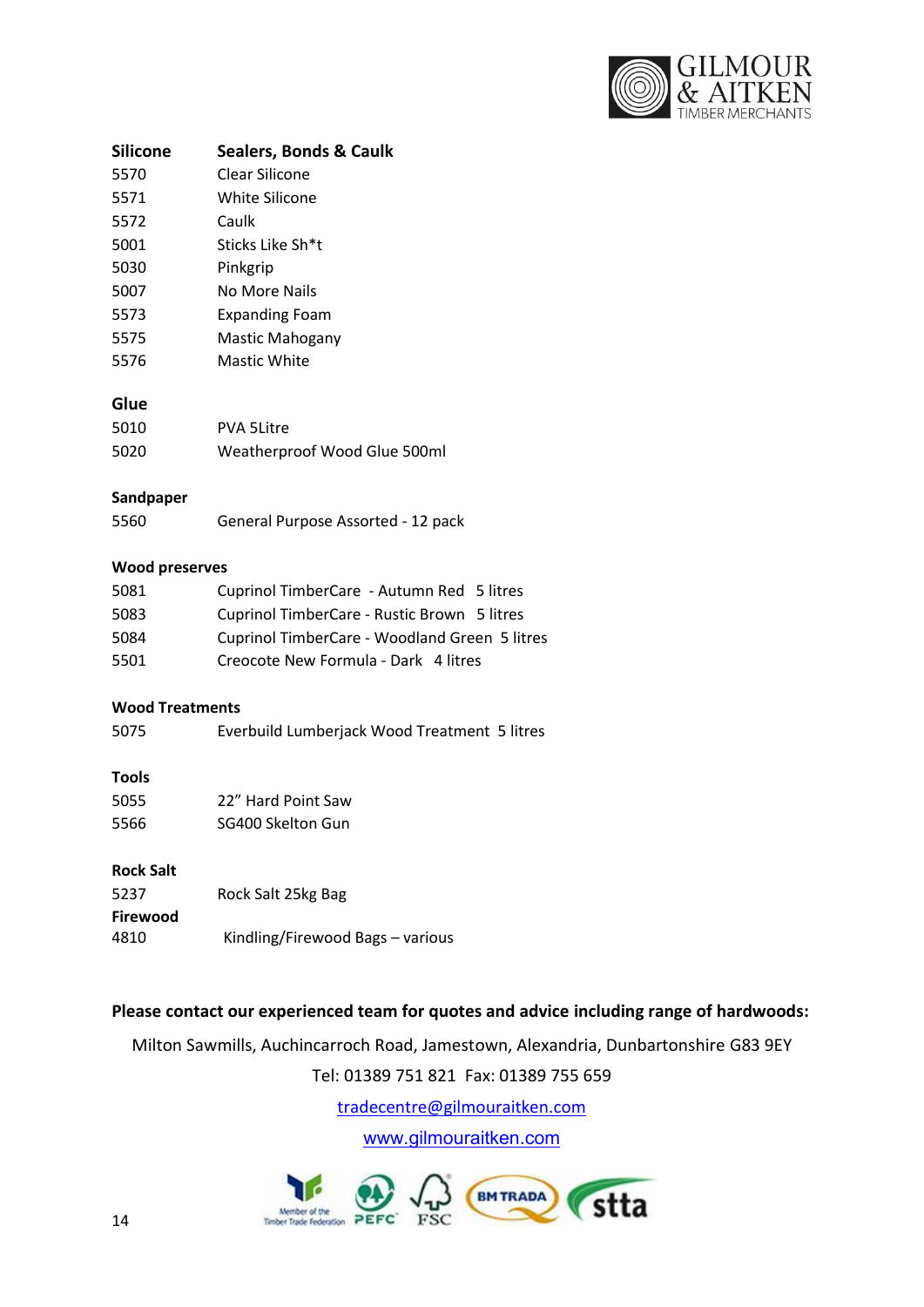| Silicone | Sealers, Bonds & Caulk |
|---|---|
| 5570 | Clear Silicone |
| 5571 | White Silicone |
| 5572 | Caulk |
| 5001 | Sticks Like Sh*t |
| 5030 | Pinkgrip |
| 5007 | No More Nails |
| 5573 | Expanding Foam |
| 5575 | Mastic Mahogany |
| 5576 | Mastic White |

**Glue**

| | |
|---|---|
| 5010 | PVA 5Litre |
| 5020 | Weatherproof Wood Glue 500ml |

**Sandpaper**

| | |
|---|---|
| 5560 | General Purpose Assorted - 12 pack |

**Wood preserves**

| | |
|---|---|
| 5081 | Cuprinol TimberCare - Autumn Red 5 litres |
| 5083 | Cuprinol TimberCare - Rustic Brown 5 litres |
| 5084 | Cuprinol TimberCare - Woodland Green 5 litres |
| 5501 | Creocote New Formula - Dark 4 litres |

**Wood Treatments**

| | |
|---|---|
| 5075 | Everbuild Lumberjack Wood Treatment 5 litres |

**Tools**

| | |
|---|---|
| 5055 | 22" Hard Point Saw |
| 5566 | SG400 Skelton Gun |

**Rock Salt**

| | |
|---|---|
| 5237 | Rock Salt 25kg Bag |

**Firewood**

| | |
|---|---|
| 4810 | Kindling/Firewood Bags – various |

**Please contact our experienced team for quotes and advice including range of hardwoods:**

Milton Sawmills, Auchincarroch Road, Jamestown, Alexandria, Dunbartonshire G83 9EY

Tel: 01389 751 821 Fax: 01389 755 659

tradecentre@gilmouraitken.com

www.gilmouraitken.com